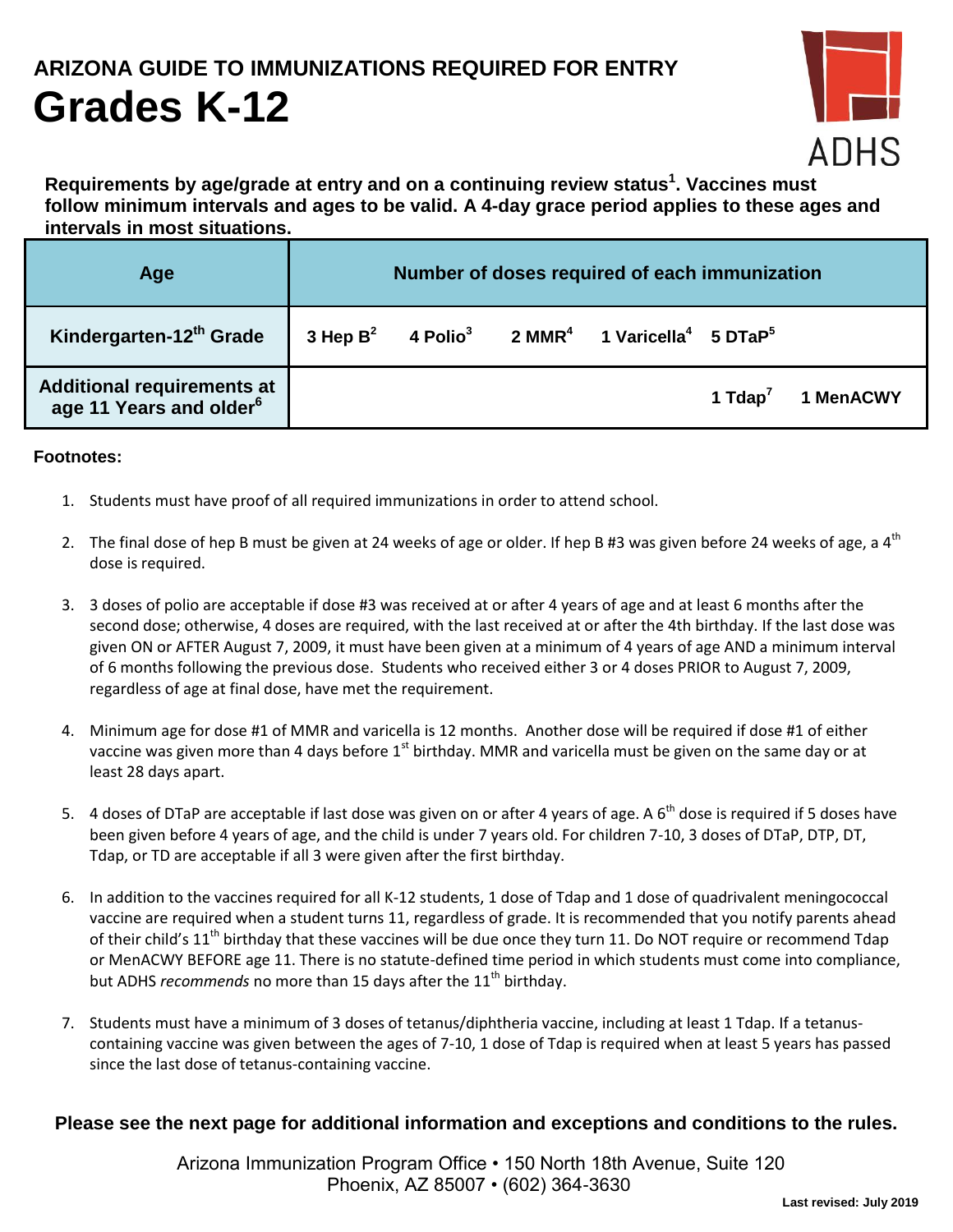# ARIZONA GUIDE TO IMMUNIZATIONS REQUIRED FOR ENTRY

# Grades K-12

ADHS

**Requirements by age/grade at entry and on a continuing review status[1]. Vaccines must follow minimum intervals and ages to be valid. A 4-day grace period applies to these ages and intervals in most situations.**

| Age | Number of doses required of each immunization | | | | | |
|---|---|---|---|---|---|---|
| Kindergarten-12th Grade | 3 Hep B[2] | 4 Polio[3] | 2 MMR[4] | 1 Varicella[4] | 5 DTaP[5] | |
| Additional requirements at age 11 Years and older[6] | | | | | 1 Tdap[7] | 1 MenACWY |

**Footnotes:**

1. Students must have proof of all required immunizations in order to attend school.
2. The final dose of hep B must be given at 24 weeks of age or older. If hep B #3 was given before 24 weeks of age, a 4th dose is required.
3. 3 doses of polio are acceptable if dose #3 was received at or after 4 years of age and at least 6 months after the second dose; otherwise, 4 doses are required, with the last received at or after the 4th birthday. If the last dose was given ON or AFTER August 7, 2009, it must have been given at a minimum of 4 years of age AND a minimum interval of 6 months following the previous dose. Students who received either 3 or 4 doses PRIOR to August 7, 2009, regardless of age at final dose, have met the requirement.
4. Minimum age for dose #1 of MMR and varicella is 12 months. Another dose will be required if dose #1 of either vaccine was given more than 4 days before 1st birthday. MMR and varicella must be given on the same day or at least 28 days apart.
5. 4 doses of DTaP are acceptable if last dose was given on or after 4 years of age. A 6th dose is required if 5 doses have been given before 4 years of age, and the child is under 7 years old. For children 7-10, 3 doses of DTaP, DTP, DT, Tdap, or TD are acceptable if all 3 were given after the first birthday.
6. In addition to the vaccines required for all K-12 students, 1 dose of Tdap and 1 dose of quadrivalent meningococcal vaccine are required when a student turns 11, regardless of grade. It is recommended that you notify parents ahead of their child's 11th birthday that these vaccines will be due once they turn 11. Do NOT require or recommend Tdap or MenACWY BEFORE age 11. There is no statute-defined time period in which students must come into compliance, but ADHS *recommends* no more than 15 days after the 11th birthday.
7. Students must have a minimum of 3 doses of tetanus/diphtheria vaccine, including at least 1 Tdap. If a tetanus-containing vaccine was given between the ages of 7-10, 1 dose of Tdap is required when at least 5 years has passed since the last dose of tetanus-containing vaccine.

**Please see the next page for additional information and exceptions and conditions to the rules.**

Arizona Immunization Program Office • 150 North 18th Avenue, Suite 120
Phoenix, AZ 85007 • (602) 364-3630

**Last revised: July 2019**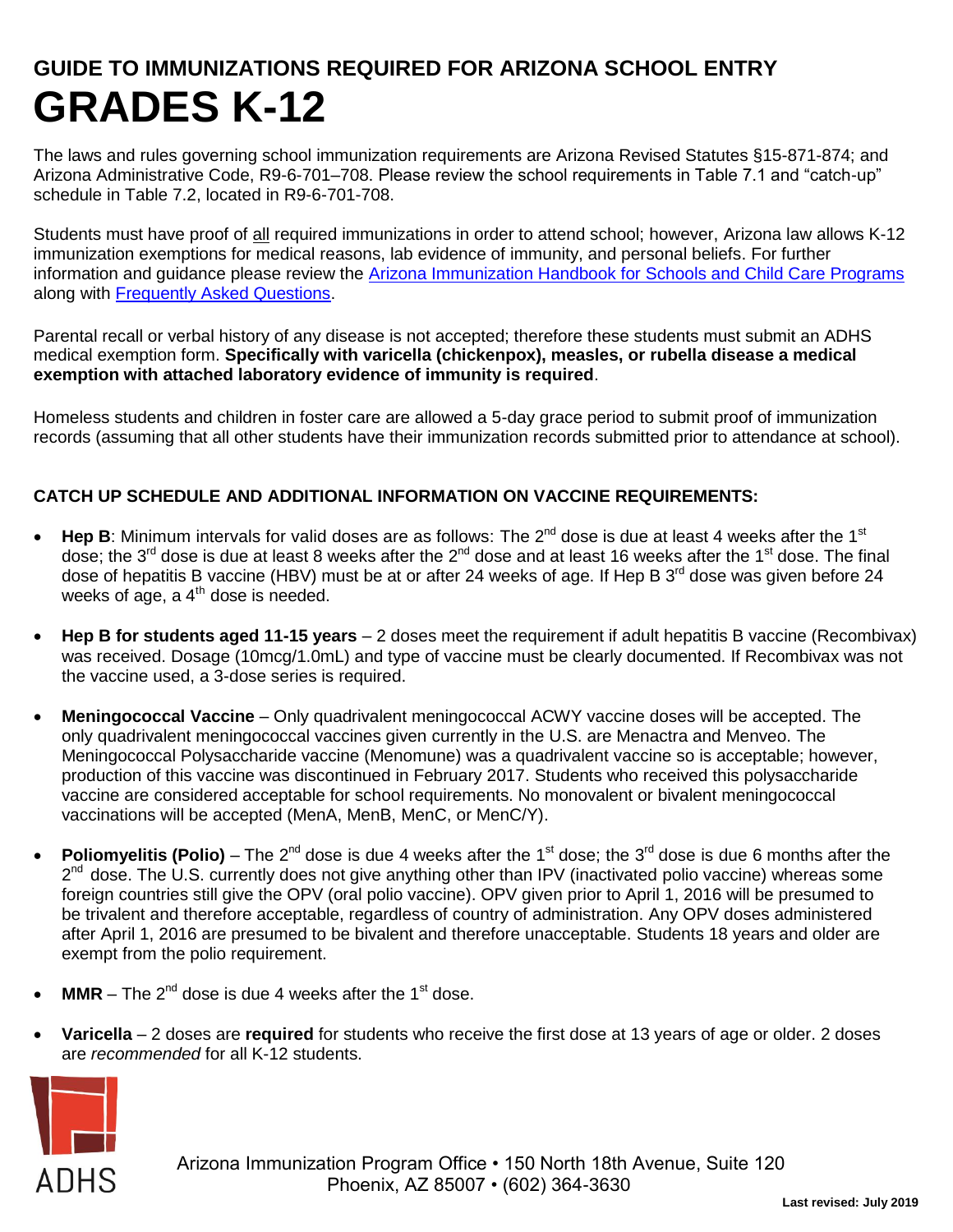# GUIDE TO IMMUNIZATIONS REQUIRED FOR ARIZONA SCHOOL ENTRY

# GRADES K-12

The laws and rules governing school immunization requirements are Arizona Revised Statutes §15-871-874; and Arizona Administrative Code, R9-6-701–708. Please review the school requirements in Table 7.1 and "catch-up" schedule in Table 7.2, located in R9-6-701-708.

Students must have proof of all required immunizations in order to attend school; however, Arizona law allows K-12 immunization exemptions for medical reasons, lab evidence of immunity, and personal beliefs. For further information and guidance please review the Arizona Immunization Handbook for Schools and Child Care Programs along with Frequently Asked Questions.

Parental recall or verbal history of any disease is not accepted; therefore these students must submit an ADHS medical exemption form. **Specifically with varicella (chickenpox), measles, or rubella disease a medical exemption with attached laboratory evidence of immunity is required**.

Homeless students and children in foster care are allowed a 5-day grace period to submit proof of immunization records (assuming that all other students have their immunization records submitted prior to attendance at school).

### CATCH UP SCHEDULE AND ADDITIONAL INFORMATION ON VACCINE REQUIREMENTS:

- **Hep B**: Minimum intervals for valid doses are as follows: The 2nd dose is due at least 4 weeks after the 1st dose; the 3rd dose is due at least 8 weeks after the 2nd dose and at least 16 weeks after the 1st dose. The final dose of hepatitis B vaccine (HBV) must be at or after 24 weeks of age. If Hep B 3rd dose was given before 24 weeks of age, a 4th dose is needed.
- **Hep B for students aged 11-15 years** – 2 doses meet the requirement if adult hepatitis B vaccine (Recombivax) was received. Dosage (10mcg/1.0mL) and type of vaccine must be clearly documented. If Recombivax was not the vaccine used, a 3-dose series is required.
- **Meningococcal Vaccine** – Only quadrivalent meningococcal ACWY vaccine doses will be accepted. The only quadrivalent meningococcal vaccines given currently in the U.S. are Menactra and Menveo. The Meningococcal Polysaccharide vaccine (Menomune) was a quadrivalent vaccine so is acceptable; however, production of this vaccine was discontinued in February 2017. Students who received this polysaccharide vaccine are considered acceptable for school requirements. No monovalent or bivalent meningococcal vaccinations will be accepted (MenA, MenB, MenC, or MenC/Y).
- **Poliomyelitis (Polio)** – The 2nd dose is due 4 weeks after the 1st dose; the 3rd dose is due 6 months after the 2nd dose. The U.S. currently does not give anything other than IPV (inactivated polio vaccine) whereas some foreign countries still give the OPV (oral polio vaccine). OPV given prior to April 1, 2016 will be presumed to be trivalent and therefore acceptable, regardless of country of administration. Any OPV doses administered after April 1, 2016 are presumed to be bivalent and therefore unacceptable. Students 18 years and older are exempt from the polio requirement.
- **MMR** – The 2nd dose is due 4 weeks after the 1st dose.
- **Varicella** – 2 doses are **required** for students who receive the first dose at 13 years of age or older. 2 doses are *recommended* for all K-12 students.

ADHS

Arizona Immunization Program Office • 150 North 18th Avenue, Suite 120
Phoenix, AZ 85007 • (602) 364-3630

**Last revised: July 2019**